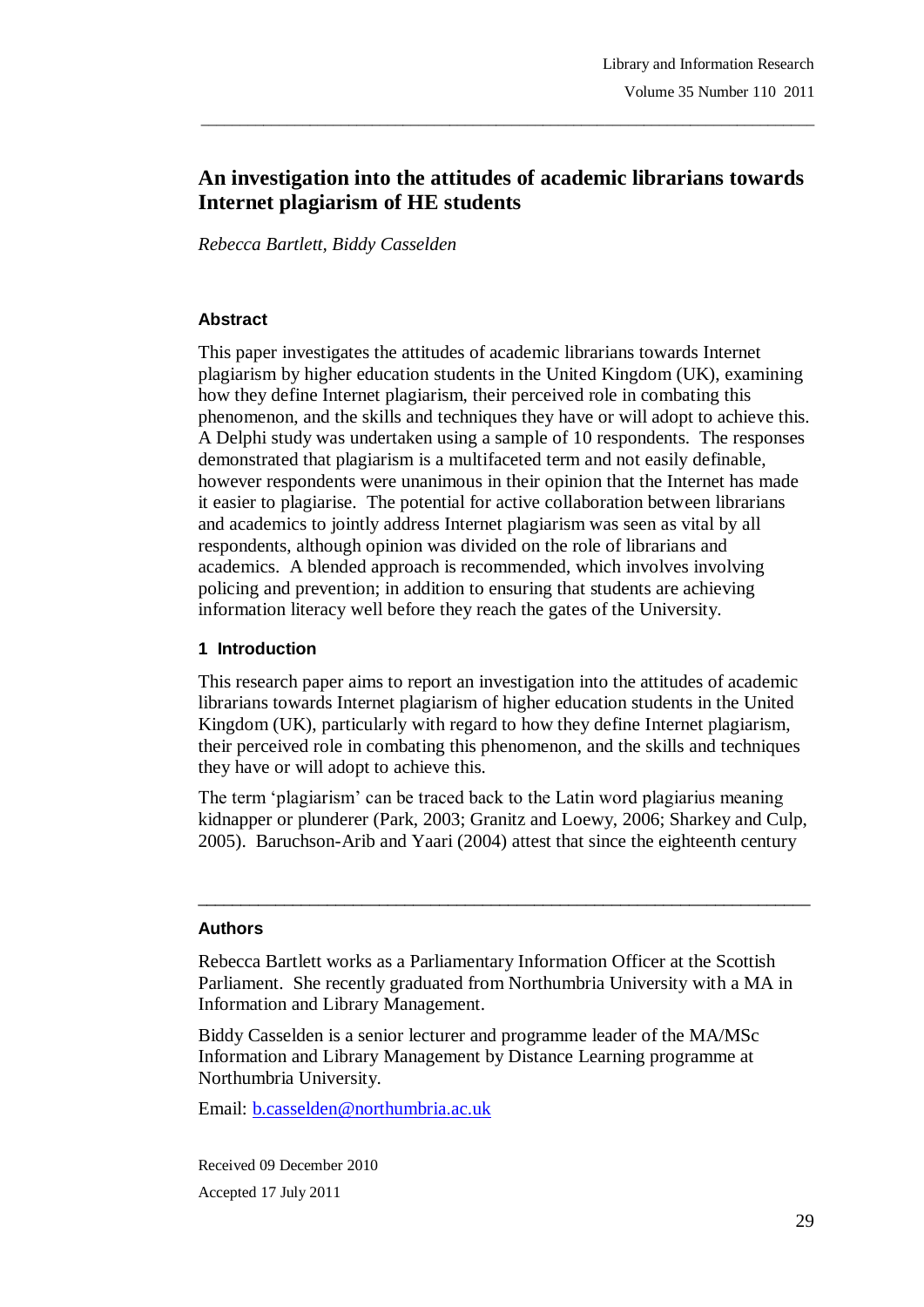# An investigation into the attitudes of academic librarians towards Internet plagiarism of HE students

*Rebecca Bartlett, Biddy Casselden*

## Abstract

This paper investigates the attitudes of academic librarians towards Internet plagiarism by higher education students in the United Kingdom (UK), examining how they define Internet plagiarism, their perceived role in combating this phenomenon, and the skills and techniques they have or will adopt to achieve this. A Delphi study was undertaken using a sample of 10 respondents. The responses demonstrated that plagiarism is a multifaceted term and not easily definable, however respondents were unanimous in their opinion that the Internet has made it easier to plagiarise. The potential for active collaboration between librarians and academics to jointly address Internet plagiarism was seen as vital by all respondents, although opinion was divided on the role of librarians and academics. A blended approach is recommended, which involves involving policing and prevention; in addition to ensuring that students are achieving information literacy well before they reach the gates of the University.

## 1 Introduction

This research paper aims to report an investigation into the attitudes of academic librarians towards Internet plagiarism of higher education students in the United Kingdom (UK), particularly with regard to how they define Internet plagiarism, their perceived role in combating this phenomenon, and the skills and techniques they have or will adopt to achieve this.

The term 'plagiarism' can be traced back to the Latin word plagiarius meaning kidnapper or plunderer (Park, 2003; Granitz and Loewy, 2006; Sharkey and Culp, 2005). Baruchson-Arib and Yaari (2004) attest that since the eighteenth century

---

## Authors

Rebecca Bartlett works as a Parliamentary Information Officer at the Scottish Parliament. She recently graduated from Northumbria University with a MA in Information and Library Management.

Biddy Casselden is a senior lecturer and programme leader of the MA/MSc Information and Library Management by Distance Learning programme at Northumbria University.

Email: b.casselden@northumbria.ac.uk

Received 09 December 2010

Accepted 17 July 2011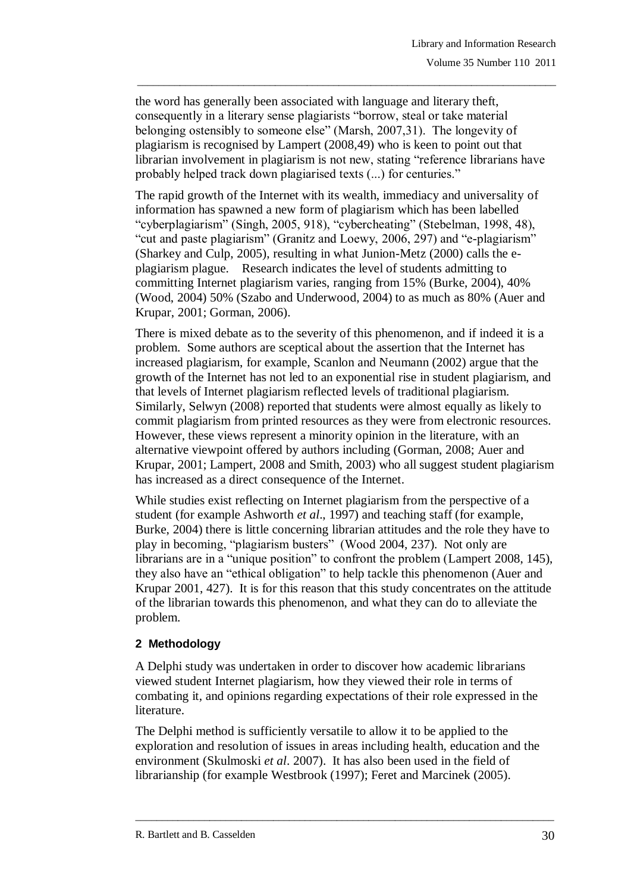the word has generally been associated with language and literary theft, consequently in a literary sense plagiarists "borrow, steal or take material belonging ostensibly to someone else" (Marsh, 2007,31). The longevity of plagiarism is recognised by Lampert (2008,49) who is keen to point out that librarian involvement in plagiarism is not new, stating "reference librarians have probably helped track down plagiarised texts (...) for centuries."

The rapid growth of the Internet with its wealth, immediacy and universality of information has spawned a new form of plagiarism which has been labelled "cyberplagiarism" (Singh, 2005, 918), "cybercheating" (Stebelman, 1998, 48), "cut and paste plagiarism" (Granitz and Loewy, 2006, 297) and "e-plagiarism" (Sharkey and Culp, 2005), resulting in what Junion-Metz (2000) calls the e-plagiarism plague. Research indicates the level of students admitting to committing Internet plagiarism varies, ranging from 15% (Burke, 2004), 40% (Wood, 2004) 50% (Szabo and Underwood, 2004) to as much as 80% (Auer and Krupar, 2001; Gorman, 2006).

There is mixed debate as to the severity of this phenomenon, and if indeed it is a problem. Some authors are sceptical about the assertion that the Internet has increased plagiarism, for example, Scanlon and Neumann (2002) argue that the growth of the Internet has not led to an exponential rise in student plagiarism, and that levels of Internet plagiarism reflected levels of traditional plagiarism. Similarly, Selwyn (2008) reported that students were almost equally as likely to commit plagiarism from printed resources as they were from electronic resources. However, these views represent a minority opinion in the literature, with an alternative viewpoint offered by authors including (Gorman, 2008; Auer and Krupar, 2001; Lampert, 2008 and Smith, 2003) who all suggest student plagiarism has increased as a direct consequence of the Internet.

While studies exist reflecting on Internet plagiarism from the perspective of a student (for example Ashworth *et al*., 1997) and teaching staff (for example, Burke, 2004) there is little concerning librarian attitudes and the role they have to play in becoming, "plagiarism busters" (Wood 2004, 237). Not only are librarians are in a "unique position" to confront the problem (Lampert 2008, 145), they also have an "ethical obligation" to help tackle this phenomenon (Auer and Krupar 2001, 427). It is for this reason that this study concentrates on the attitude of the librarian towards this phenomenon, and what they can do to alleviate the problem.

## 2 Methodology

A Delphi study was undertaken in order to discover how academic librarians viewed student Internet plagiarism, how they viewed their role in terms of combating it, and opinions regarding expectations of their role expressed in the literature.

The Delphi method is sufficiently versatile to allow it to be applied to the exploration and resolution of issues in areas including health, education and the environment (Skulmoski *et al*. 2007). It has also been used in the field of librarianship (for example Westbrook (1997); Feret and Marcinek (2005).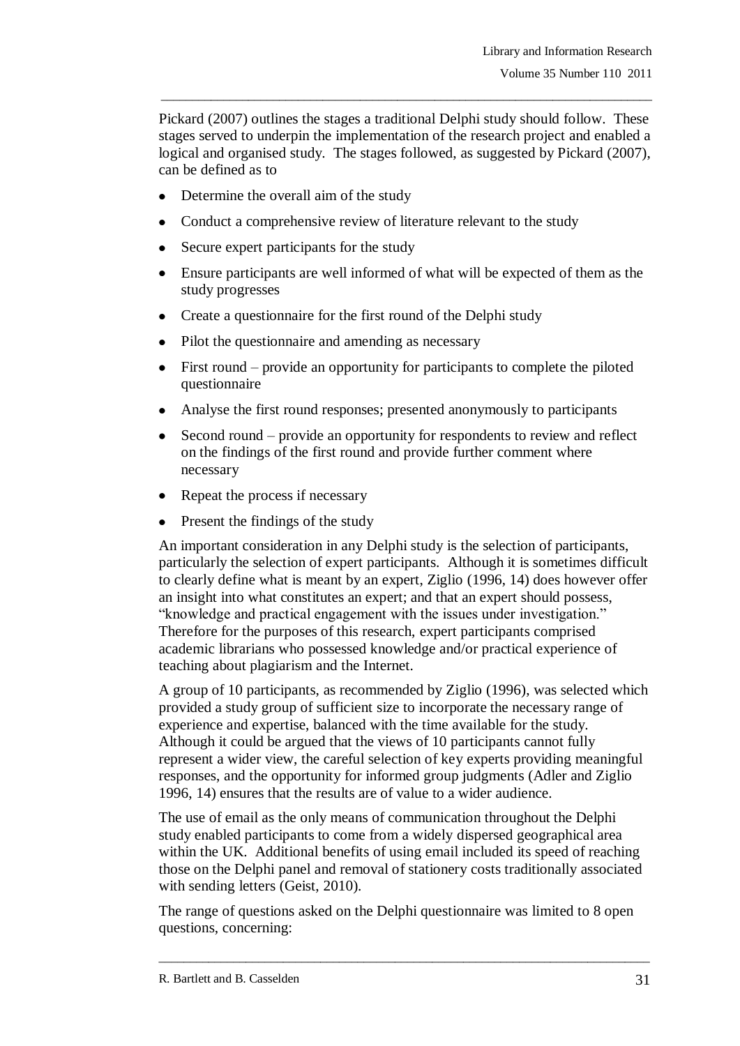Pickard (2007) outlines the stages a traditional Delphi study should follow. These stages served to underpin the implementation of the research project and enabled a logical and organised study. The stages followed, as suggested by Pickard (2007), can be defined as to

- Determine the overall aim of the study
- Conduct a comprehensive review of literature relevant to the study
- Secure expert participants for the study
- Ensure participants are well informed of what will be expected of them as the study progresses
- Create a questionnaire for the first round of the Delphi study
- Pilot the questionnaire and amending as necessary
- First round – provide an opportunity for participants to complete the piloted questionnaire
- Analyse the first round responses; presented anonymously to participants
- Second round – provide an opportunity for respondents to review and reflect on the findings of the first round and provide further comment where necessary
- Repeat the process if necessary
- Present the findings of the study

An important consideration in any Delphi study is the selection of participants, particularly the selection of expert participants. Although it is sometimes difficult to clearly define what is meant by an expert, Ziglio (1996, 14) does however offer an insight into what constitutes an expert; and that an expert should possess, "knowledge and practical engagement with the issues under investigation." Therefore for the purposes of this research, expert participants comprised academic librarians who possessed knowledge and/or practical experience of teaching about plagiarism and the Internet.

A group of 10 participants, as recommended by Ziglio (1996), was selected which provided a study group of sufficient size to incorporate the necessary range of experience and expertise, balanced with the time available for the study. Although it could be argued that the views of 10 participants cannot fully represent a wider view, the careful selection of key experts providing meaningful responses, and the opportunity for informed group judgments (Adler and Ziglio 1996, 14) ensures that the results are of value to a wider audience.

The use of email as the only means of communication throughout the Delphi study enabled participants to come from a widely dispersed geographical area within the UK. Additional benefits of using email included its speed of reaching those on the Delphi panel and removal of stationery costs traditionally associated with sending letters (Geist, 2010).

The range of questions asked on the Delphi questionnaire was limited to 8 open questions, concerning: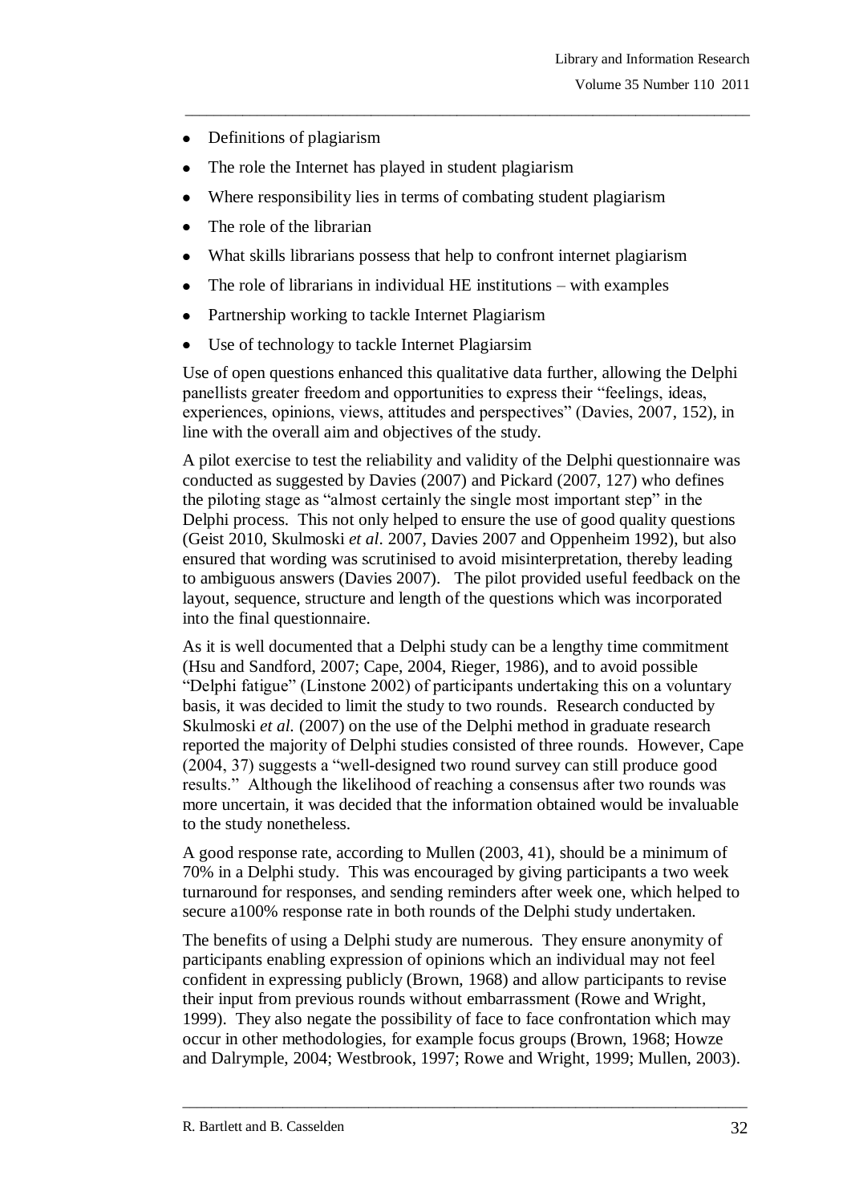- Definitions of plagiarism
- The role the Internet has played in student plagiarism
- Where responsibility lies in terms of combating student plagiarism
- The role of the librarian
- What skills librarians possess that help to confront internet plagiarism
- The role of librarians in individual HE institutions – with examples
- Partnership working to tackle Internet Plagiarism
- Use of technology to tackle Internet Plagiarsim

Use of open questions enhanced this qualitative data further, allowing the Delphi panellists greater freedom and opportunities to express their "feelings, ideas, experiences, opinions, views, attitudes and perspectives" (Davies, 2007, 152), in line with the overall aim and objectives of the study.

A pilot exercise to test the reliability and validity of the Delphi questionnaire was conducted as suggested by Davies (2007) and Pickard (2007, 127) who defines the piloting stage as "almost certainly the single most important step" in the Delphi process. This not only helped to ensure the use of good quality questions (Geist 2010, Skulmoski *et al*. 2007, Davies 2007 and Oppenheim 1992), but also ensured that wording was scrutinised to avoid misinterpretation, thereby leading to ambiguous answers (Davies 2007). The pilot provided useful feedback on the layout, sequence, structure and length of the questions which was incorporated into the final questionnaire.

As it is well documented that a Delphi study can be a lengthy time commitment (Hsu and Sandford, 2007; Cape, 2004, Rieger, 1986), and to avoid possible "Delphi fatigue" (Linstone 2002) of participants undertaking this on a voluntary basis, it was decided to limit the study to two rounds. Research conducted by Skulmoski *et al.* (2007) on the use of the Delphi method in graduate research reported the majority of Delphi studies consisted of three rounds. However, Cape (2004, 37) suggests a "well-designed two round survey can still produce good results." Although the likelihood of reaching a consensus after two rounds was more uncertain, it was decided that the information obtained would be invaluable to the study nonetheless.

A good response rate, according to Mullen (2003, 41), should be a minimum of 70% in a Delphi study. This was encouraged by giving participants a two week turnaround for responses, and sending reminders after week one, which helped to secure a100% response rate in both rounds of the Delphi study undertaken.

The benefits of using a Delphi study are numerous. They ensure anonymity of participants enabling expression of opinions which an individual may not feel confident in expressing publicly (Brown, 1968) and allow participants to revise their input from previous rounds without embarrassment (Rowe and Wright, 1999). They also negate the possibility of face to face confrontation which may occur in other methodologies, for example focus groups (Brown, 1968; Howze and Dalrymple, 2004; Westbrook, 1997; Rowe and Wright, 1999; Mullen, 2003).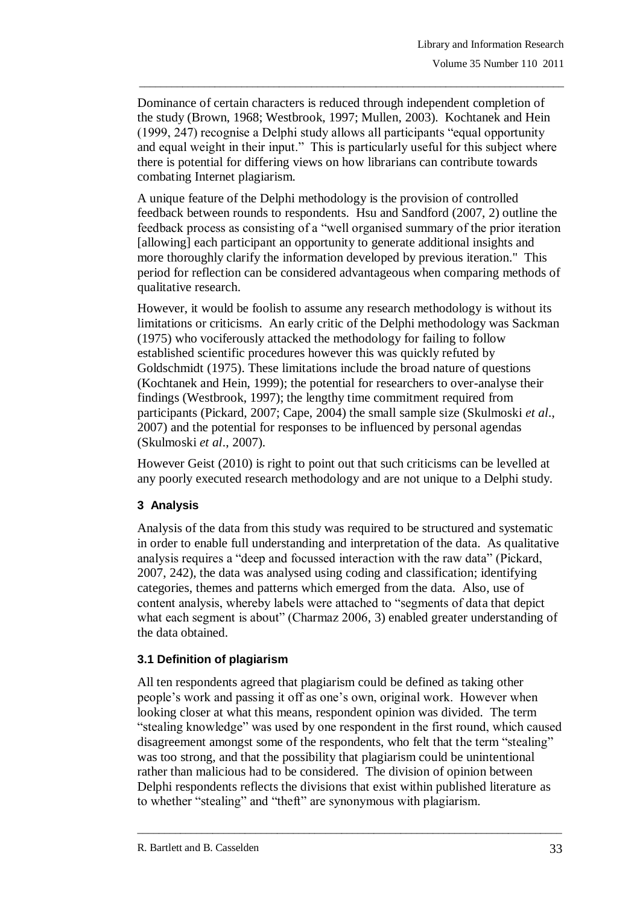Dominance of certain characters is reduced through independent completion of the study (Brown, 1968; Westbrook, 1997; Mullen, 2003). Kochtanek and Hein (1999, 247) recognise a Delphi study allows all participants "equal opportunity and equal weight in their input." This is particularly useful for this subject where there is potential for differing views on how librarians can contribute towards combating Internet plagiarism.

A unique feature of the Delphi methodology is the provision of controlled feedback between rounds to respondents. Hsu and Sandford (2007, 2) outline the feedback process as consisting of a "well organised summary of the prior iteration [allowing] each participant an opportunity to generate additional insights and more thoroughly clarify the information developed by previous iteration." This period for reflection can be considered advantageous when comparing methods of qualitative research.

However, it would be foolish to assume any research methodology is without its limitations or criticisms. An early critic of the Delphi methodology was Sackman (1975) who vociferously attacked the methodology for failing to follow established scientific procedures however this was quickly refuted by Goldschmidt (1975). These limitations include the broad nature of questions (Kochtanek and Hein, 1999); the potential for researchers to over-analyse their findings (Westbrook, 1997); the lengthy time commitment required from participants (Pickard, 2007; Cape, 2004) the small sample size (Skulmoski *et al*., 2007) and the potential for responses to be influenced by personal agendas (Skulmoski *et al*., 2007).

However Geist (2010) is right to point out that such criticisms can be levelled at any poorly executed research methodology and are not unique to a Delphi study.

## 3 Analysis

Analysis of the data from this study was required to be structured and systematic in order to enable full understanding and interpretation of the data. As qualitative analysis requires a "deep and focussed interaction with the raw data" (Pickard, 2007, 242), the data was analysed using coding and classification; identifying categories, themes and patterns which emerged from the data. Also, use of content analysis, whereby labels were attached to "segments of data that depict what each segment is about" (Charmaz 2006, 3) enabled greater understanding of the data obtained.

### 3.1 Definition of plagiarism

All ten respondents agreed that plagiarism could be defined as taking other people's work and passing it off as one's own, original work. However when looking closer at what this means, respondent opinion was divided. The term "stealing knowledge" was used by one respondent in the first round, which caused disagreement amongst some of the respondents, who felt that the term "stealing" was too strong, and that the possibility that plagiarism could be unintentional rather than malicious had to be considered. The division of opinion between Delphi respondents reflects the divisions that exist within published literature as to whether "stealing" and "theft" are synonymous with plagiarism.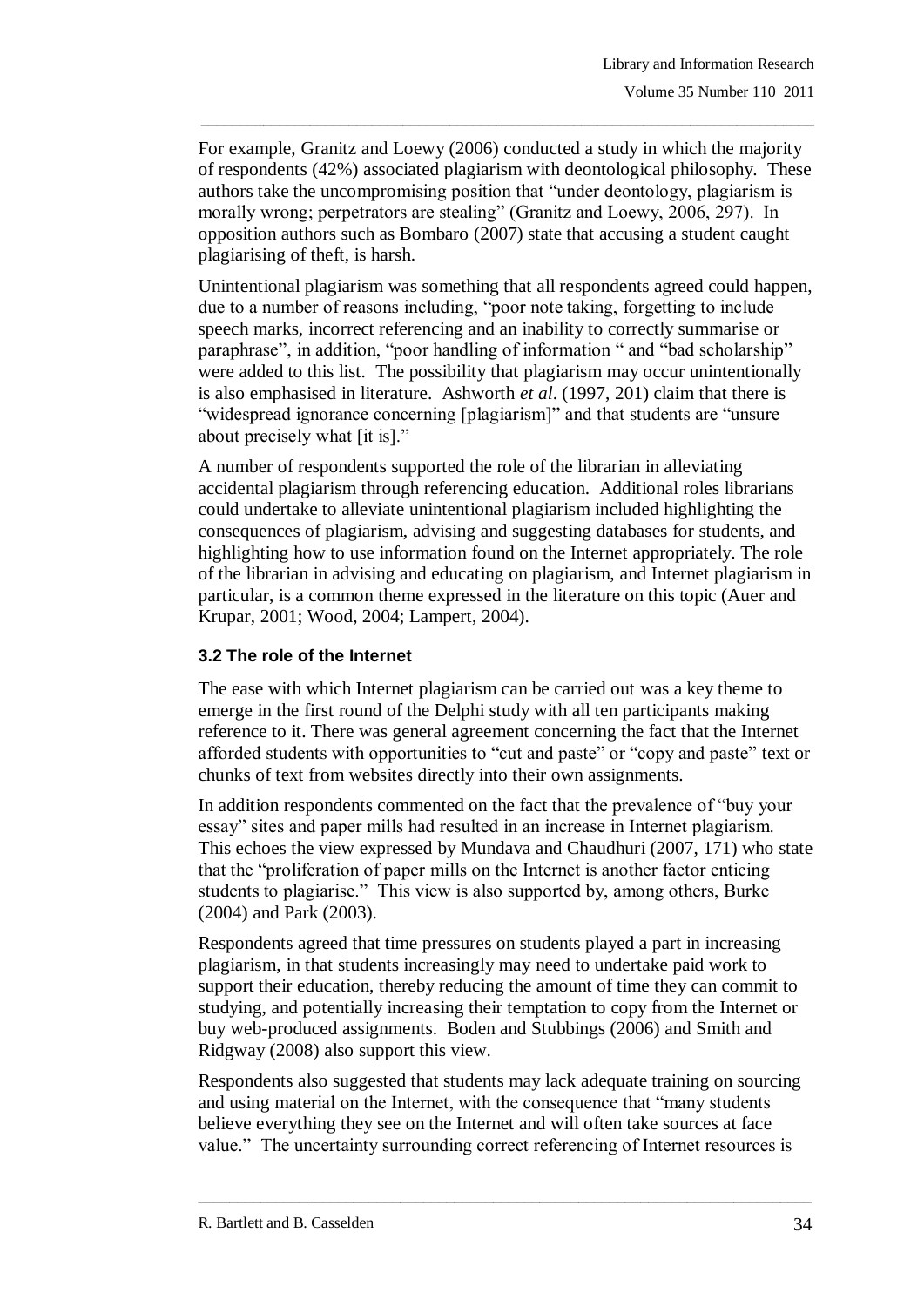For example, Granitz and Loewy (2006) conducted a study in which the majority of respondents (42%) associated plagiarism with deontological philosophy. These authors take the uncompromising position that "under deontology, plagiarism is morally wrong; perpetrators are stealing" (Granitz and Loewy, 2006, 297). In opposition authors such as Bombaro (2007) state that accusing a student caught plagiarising of theft, is harsh.

Unintentional plagiarism was something that all respondents agreed could happen, due to a number of reasons including, "poor note taking, forgetting to include speech marks, incorrect referencing and an inability to correctly summarise or paraphrase", in addition, "poor handling of information " and "bad scholarship" were added to this list. The possibility that plagiarism may occur unintentionally is also emphasised in literature. Ashworth *et al*. (1997, 201) claim that there is "widespread ignorance concerning [plagiarism]" and that students are "unsure about precisely what [it is]."

A number of respondents supported the role of the librarian in alleviating accidental plagiarism through referencing education. Additional roles librarians could undertake to alleviate unintentional plagiarism included highlighting the consequences of plagiarism, advising and suggesting databases for students, and highlighting how to use information found on the Internet appropriately. The role of the librarian in advising and educating on plagiarism, and Internet plagiarism in particular, is a common theme expressed in the literature on this topic (Auer and Krupar, 2001; Wood, 2004; Lampert, 2004).

### 3.2 The role of the Internet

The ease with which Internet plagiarism can be carried out was a key theme to emerge in the first round of the Delphi study with all ten participants making reference to it. There was general agreement concerning the fact that the Internet afforded students with opportunities to "cut and paste" or "copy and paste" text or chunks of text from websites directly into their own assignments.

In addition respondents commented on the fact that the prevalence of "buy your essay" sites and paper mills had resulted in an increase in Internet plagiarism. This echoes the view expressed by Mundava and Chaudhuri (2007, 171) who state that the "proliferation of paper mills on the Internet is another factor enticing students to plagiarise." This view is also supported by, among others, Burke (2004) and Park (2003).

Respondents agreed that time pressures on students played a part in increasing plagiarism, in that students increasingly may need to undertake paid work to support their education, thereby reducing the amount of time they can commit to studying, and potentially increasing their temptation to copy from the Internet or buy web-produced assignments. Boden and Stubbings (2006) and Smith and Ridgway (2008) also support this view.

Respondents also suggested that students may lack adequate training on sourcing and using material on the Internet, with the consequence that "many students believe everything they see on the Internet and will often take sources at face value." The uncertainty surrounding correct referencing of Internet resources is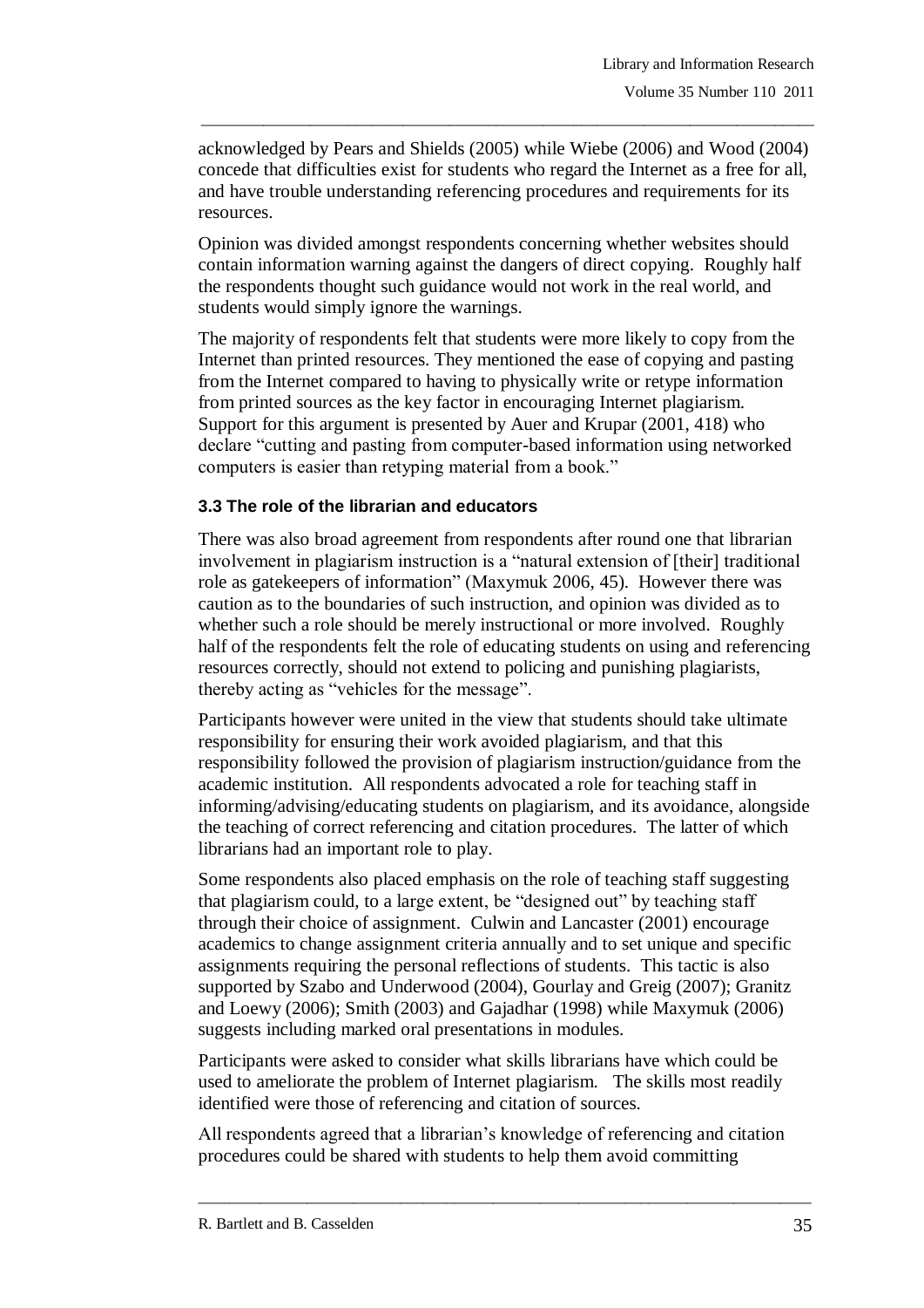acknowledged by Pears and Shields (2005) while Wiebe (2006) and Wood (2004) concede that difficulties exist for students who regard the Internet as a free for all, and have trouble understanding referencing procedures and requirements for its resources.

Opinion was divided amongst respondents concerning whether websites should contain information warning against the dangers of direct copying. Roughly half the respondents thought such guidance would not work in the real world, and students would simply ignore the warnings.

The majority of respondents felt that students were more likely to copy from the Internet than printed resources. They mentioned the ease of copying and pasting from the Internet compared to having to physically write or retype information from printed sources as the key factor in encouraging Internet plagiarism. Support for this argument is presented by Auer and Krupar (2001, 418) who declare "cutting and pasting from computer-based information using networked computers is easier than retyping material from a book."

### 3.3 The role of the librarian and educators

There was also broad agreement from respondents after round one that librarian involvement in plagiarism instruction is a "natural extension of [their] traditional role as gatekeepers of information" (Maxymuk 2006, 45). However there was caution as to the boundaries of such instruction, and opinion was divided as to whether such a role should be merely instructional or more involved. Roughly half of the respondents felt the role of educating students on using and referencing resources correctly, should not extend to policing and punishing plagiarists, thereby acting as "vehicles for the message".

Participants however were united in the view that students should take ultimate responsibility for ensuring their work avoided plagiarism, and that this responsibility followed the provision of plagiarism instruction/guidance from the academic institution. All respondents advocated a role for teaching staff in informing/advising/educating students on plagiarism, and its avoidance, alongside the teaching of correct referencing and citation procedures. The latter of which librarians had an important role to play.

Some respondents also placed emphasis on the role of teaching staff suggesting that plagiarism could, to a large extent, be "designed out" by teaching staff through their choice of assignment. Culwin and Lancaster (2001) encourage academics to change assignment criteria annually and to set unique and specific assignments requiring the personal reflections of students. This tactic is also supported by Szabo and Underwood (2004), Gourlay and Greig (2007); Granitz and Loewy (2006); Smith (2003) and Gajadhar (1998) while Maxymuk (2006) suggests including marked oral presentations in modules.

Participants were asked to consider what skills librarians have which could be used to ameliorate the problem of Internet plagiarism. The skills most readily identified were those of referencing and citation of sources.

All respondents agreed that a librarian's knowledge of referencing and citation procedures could be shared with students to help them avoid committing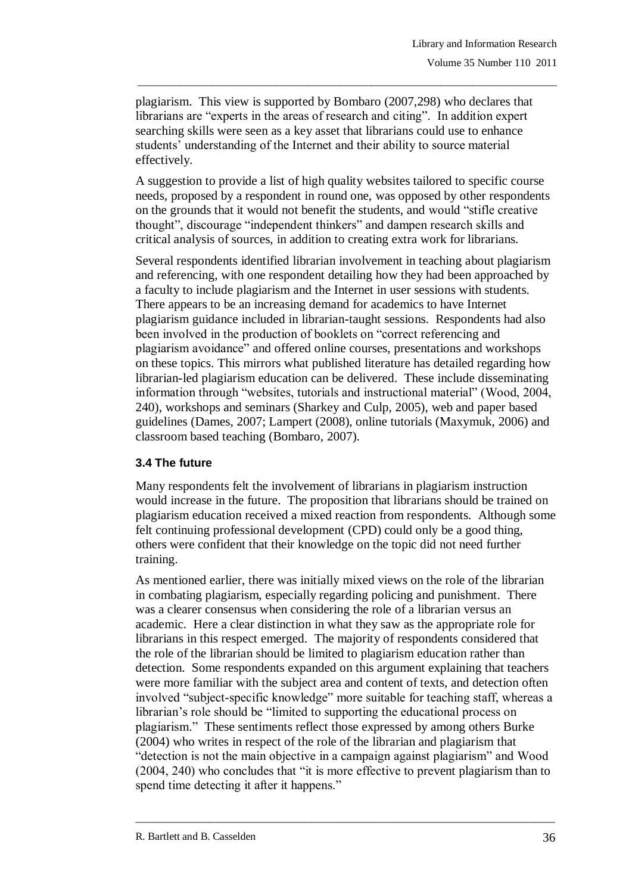plagiarism. This view is supported by Bombaro (2007,298) who declares that librarians are "experts in the areas of research and citing". In addition expert searching skills were seen as a key asset that librarians could use to enhance students' understanding of the Internet and their ability to source material effectively.

A suggestion to provide a list of high quality websites tailored to specific course needs, proposed by a respondent in round one, was opposed by other respondents on the grounds that it would not benefit the students, and would "stifle creative thought", discourage "independent thinkers" and dampen research skills and critical analysis of sources, in addition to creating extra work for librarians.

Several respondents identified librarian involvement in teaching about plagiarism and referencing, with one respondent detailing how they had been approached by a faculty to include plagiarism and the Internet in user sessions with students. There appears to be an increasing demand for academics to have Internet plagiarism guidance included in librarian-taught sessions. Respondents had also been involved in the production of booklets on "correct referencing and plagiarism avoidance" and offered online courses, presentations and workshops on these topics. This mirrors what published literature has detailed regarding how librarian-led plagiarism education can be delivered. These include disseminating information through "websites, tutorials and instructional material" (Wood, 2004, 240), workshops and seminars (Sharkey and Culp, 2005), web and paper based guidelines (Dames, 2007; Lampert (2008), online tutorials (Maxymuk, 2006) and classroom based teaching (Bombaro, 2007).

### 3.4 The future

Many respondents felt the involvement of librarians in plagiarism instruction would increase in the future. The proposition that librarians should be trained on plagiarism education received a mixed reaction from respondents. Although some felt continuing professional development (CPD) could only be a good thing, others were confident that their knowledge on the topic did not need further training.

As mentioned earlier, there was initially mixed views on the role of the librarian in combating plagiarism, especially regarding policing and punishment. There was a clearer consensus when considering the role of a librarian versus an academic. Here a clear distinction in what they saw as the appropriate role for librarians in this respect emerged. The majority of respondents considered that the role of the librarian should be limited to plagiarism education rather than detection. Some respondents expanded on this argument explaining that teachers were more familiar with the subject area and content of texts, and detection often involved "subject-specific knowledge" more suitable for teaching staff, whereas a librarian's role should be "limited to supporting the educational process on plagiarism." These sentiments reflect those expressed by among others Burke (2004) who writes in respect of the role of the librarian and plagiarism that "detection is not the main objective in a campaign against plagiarism" and Wood (2004, 240) who concludes that "it is more effective to prevent plagiarism than to spend time detecting it after it happens."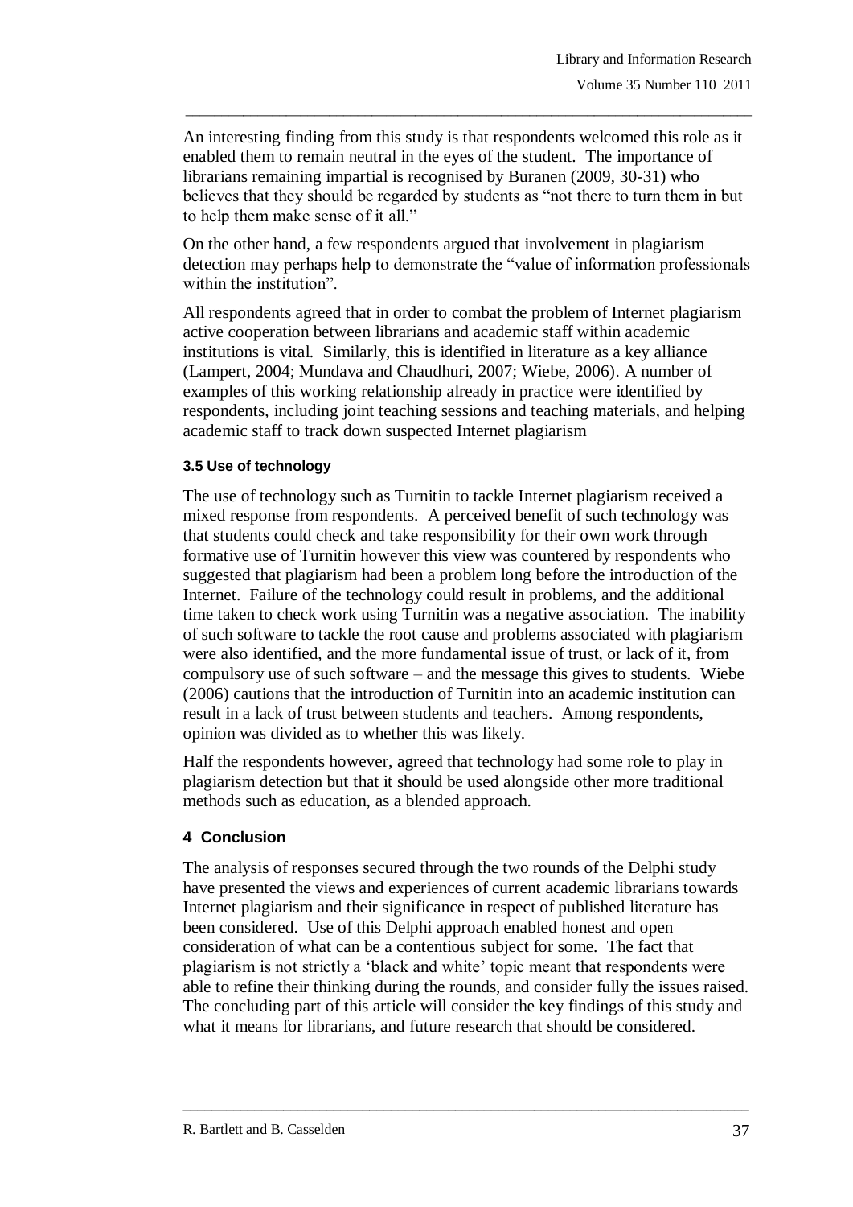An interesting finding from this study is that respondents welcomed this role as it enabled them to remain neutral in the eyes of the student. The importance of librarians remaining impartial is recognised by Buranen (2009, 30-31) who believes that they should be regarded by students as "not there to turn them in but to help them make sense of it all."

On the other hand, a few respondents argued that involvement in plagiarism detection may perhaps help to demonstrate the "value of information professionals within the institution".

All respondents agreed that in order to combat the problem of Internet plagiarism active cooperation between librarians and academic staff within academic institutions is vital. Similarly, this is identified in literature as a key alliance (Lampert, 2004; Mundava and Chaudhuri, 2007; Wiebe, 2006). A number of examples of this working relationship already in practice were identified by respondents, including joint teaching sessions and teaching materials, and helping academic staff to track down suspected Internet plagiarism

### 3.5 Use of technology

The use of technology such as Turnitin to tackle Internet plagiarism received a mixed response from respondents. A perceived benefit of such technology was that students could check and take responsibility for their own work through formative use of Turnitin however this view was countered by respondents who suggested that plagiarism had been a problem long before the introduction of the Internet. Failure of the technology could result in problems, and the additional time taken to check work using Turnitin was a negative association. The inability of such software to tackle the root cause and problems associated with plagiarism were also identified, and the more fundamental issue of trust, or lack of it, from compulsory use of such software – and the message this gives to students. Wiebe (2006) cautions that the introduction of Turnitin into an academic institution can result in a lack of trust between students and teachers. Among respondents, opinion was divided as to whether this was likely.

Half the respondents however, agreed that technology had some role to play in plagiarism detection but that it should be used alongside other more traditional methods such as education, as a blended approach.

## 4 Conclusion

The analysis of responses secured through the two rounds of the Delphi study have presented the views and experiences of current academic librarians towards Internet plagiarism and their significance in respect of published literature has been considered. Use of this Delphi approach enabled honest and open consideration of what can be a contentious subject for some. The fact that plagiarism is not strictly a 'black and white' topic meant that respondents were able to refine their thinking during the rounds, and consider fully the issues raised. The concluding part of this article will consider the key findings of this study and what it means for librarians, and future research that should be considered.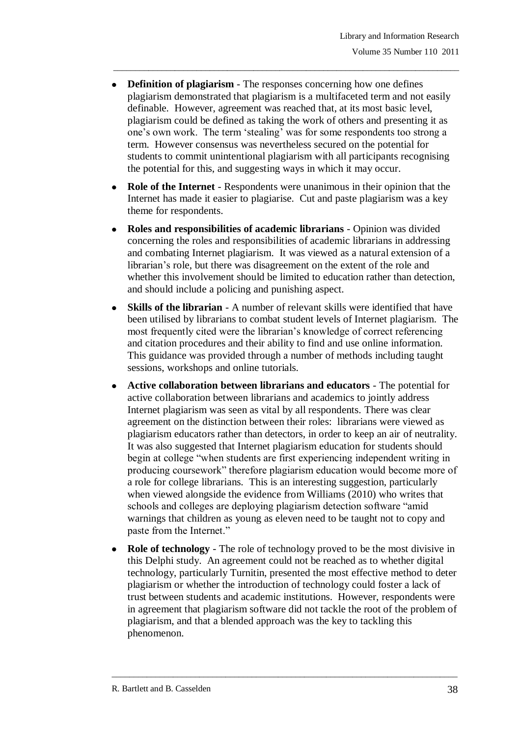- **Definition of plagiarism** - The responses concerning how one defines plagiarism demonstrated that plagiarism is a multifaceted term and not easily definable. However, agreement was reached that, at its most basic level, plagiarism could be defined as taking the work of others and presenting it as one's own work. The term 'stealing' was for some respondents too strong a term. However consensus was nevertheless secured on the potential for students to commit unintentional plagiarism with all participants recognising the potential for this, and suggesting ways in which it may occur.

- **Role of the Internet** - Respondents were unanimous in their opinion that the Internet has made it easier to plagiarise. Cut and paste plagiarism was a key theme for respondents.

- **Roles and responsibilities of academic librarians** - Opinion was divided concerning the roles and responsibilities of academic librarians in addressing and combating Internet plagiarism. It was viewed as a natural extension of a librarian's role, but there was disagreement on the extent of the role and whether this involvement should be limited to education rather than detection, and should include a policing and punishing aspect.

- **Skills of the librarian** - A number of relevant skills were identified that have been utilised by librarians to combat student levels of Internet plagiarism. The most frequently cited were the librarian's knowledge of correct referencing and citation procedures and their ability to find and use online information. This guidance was provided through a number of methods including taught sessions, workshops and online tutorials.

- **Active collaboration between librarians and educators** - The potential for active collaboration between librarians and academics to jointly address Internet plagiarism was seen as vital by all respondents. There was clear agreement on the distinction between their roles: librarians were viewed as plagiarism educators rather than detectors, in order to keep an air of neutrality. It was also suggested that Internet plagiarism education for students should begin at college "when students are first experiencing independent writing in producing coursework" therefore plagiarism education would become more of a role for college librarians. This is an interesting suggestion, particularly when viewed alongside the evidence from Williams (2010) who writes that schools and colleges are deploying plagiarism detection software "amid warnings that children as young as eleven need to be taught not to copy and paste from the Internet."

- **Role of technology** - The role of technology proved to be the most divisive in this Delphi study. An agreement could not be reached as to whether digital technology, particularly Turnitin, presented the most effective method to deter plagiarism or whether the introduction of technology could foster a lack of trust between students and academic institutions. However, respondents were in agreement that plagiarism software did not tackle the root of the problem of plagiarism, and that a blended approach was the key to tackling this phenomenon.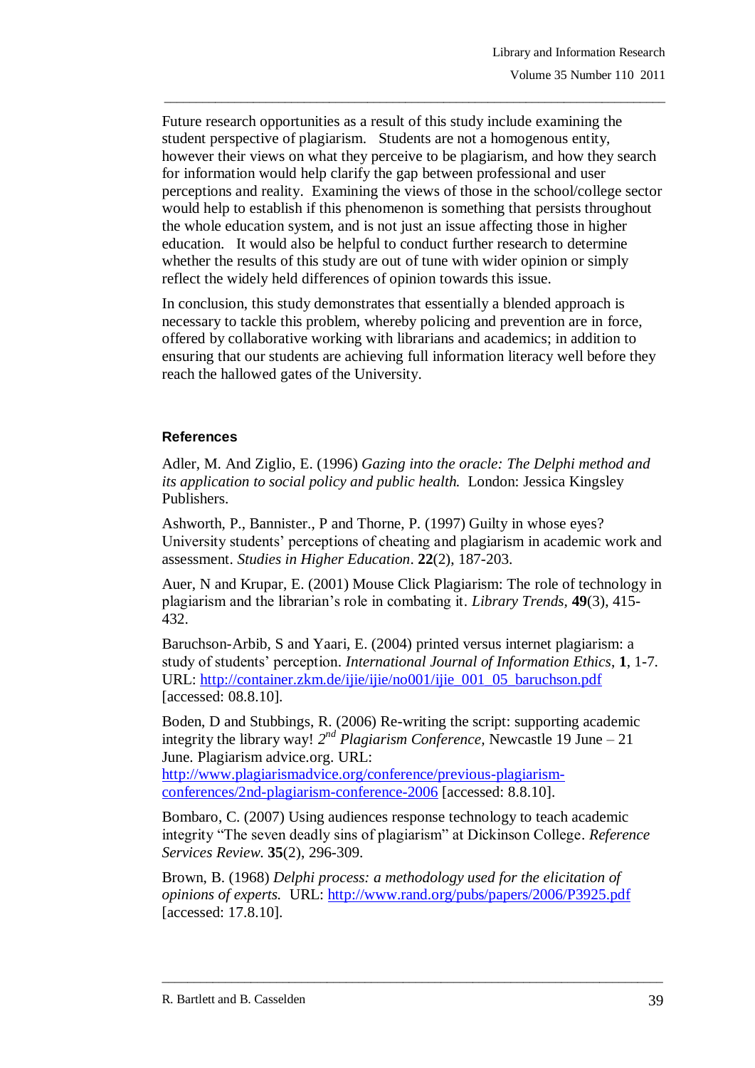Future research opportunities as a result of this study include examining the student perspective of plagiarism. Students are not a homogenous entity, however their views on what they perceive to be plagiarism, and how they search for information would help clarify the gap between professional and user perceptions and reality. Examining the views of those in the school/college sector would help to establish if this phenomenon is something that persists throughout the whole education system, and is not just an issue affecting those in higher education. It would also be helpful to conduct further research to determine whether the results of this study are out of tune with wider opinion or simply reflect the widely held differences of opinion towards this issue.

In conclusion, this study demonstrates that essentially a blended approach is necessary to tackle this problem, whereby policing and prevention are in force, offered by collaborative working with librarians and academics; in addition to ensuring that our students are achieving full information literacy well before they reach the hallowed gates of the University.

### References

Adler, M. And Ziglio, E. (1996) *Gazing into the oracle: The Delphi method and its application to social policy and public health.* London: Jessica Kingsley Publishers.

Ashworth, P., Bannister., P and Thorne, P. (1997) Guilty in whose eyes? University students' perceptions of cheating and plagiarism in academic work and assessment. *Studies in Higher Education*. **22**(2), 187-203.

Auer, N and Krupar, E. (2001) Mouse Click Plagiarism: The role of technology in plagiarism and the librarian's role in combating it. *Library Trends*, **49**(3), 415-432.

Baruchson-Arbib, S and Yaari, E. (2004) printed versus internet plagiarism: a study of students' perception. *International Journal of Information Ethics*, **1**, 1-7. URL: http://container.zkm.de/ijie/ijie/no001/ijie_001_05_baruchson.pdf [accessed: 08.8.10].

Boden, D and Stubbings, R. (2006) Re-writing the script: supporting academic integrity the library way! *2nd Plagiarism Conference*, Newcastle 19 June – 21 June. Plagiarism advice.org. URL: http://www.plagiarismadvice.org/conference/previous-plagiarism-conferences/2nd-plagiarism-conference-2006 [accessed: 8.8.10].

Bombaro, C. (2007) Using audiences response technology to teach academic integrity "The seven deadly sins of plagiarism" at Dickinson College. *Reference Services Review.* **35**(2), 296-309.

Brown, B. (1968) *Delphi process: a methodology used for the elicitation of opinions of experts.* URL: http://www.rand.org/pubs/papers/2006/P3925.pdf [accessed: 17.8.10].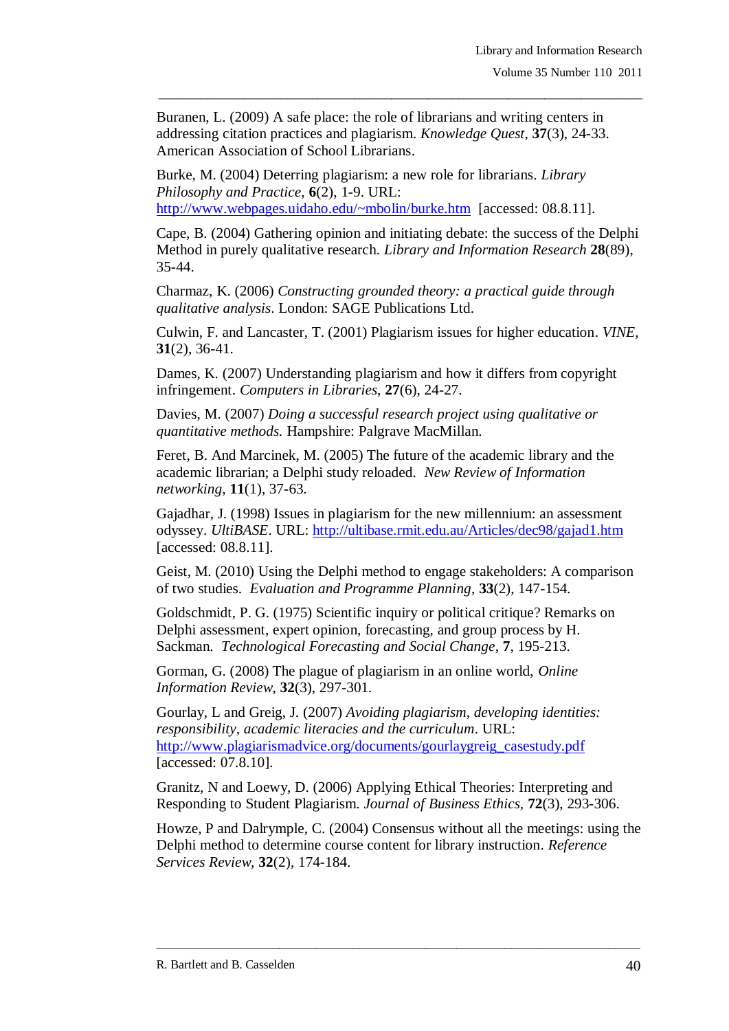Buranen, L. (2009) A safe place: the role of librarians and writing centers in addressing citation practices and plagiarism. *Knowledge Quest*, **37**(3), 24-33. American Association of School Librarians.

Burke, M. (2004) Deterring plagiarism: a new role for librarians. *Library Philosophy and Practice*, **6**(2), 1-9. URL: http://www.webpages.uidaho.edu/~mbolin/burke.htm [accessed: 08.8.11].

Cape, B. (2004) Gathering opinion and initiating debate: the success of the Delphi Method in purely qualitative research. *Library and Information Research* **28**(89), 35-44.

Charmaz, K. (2006) *Constructing grounded theory: a practical guide through qualitative analysis*. London: SAGE Publications Ltd.

Culwin, F. and Lancaster, T. (2001) Plagiarism issues for higher education. *VINE*, **31**(2), 36-41.

Dames, K. (2007) Understanding plagiarism and how it differs from copyright infringement. *Computers in Libraries*, **27**(6), 24-27.

Davies, M. (2007) *Doing a successful research project using qualitative or quantitative methods.* Hampshire: Palgrave MacMillan.

Feret, B. And Marcinek, M. (2005) The future of the academic library and the academic librarian; a Delphi study reloaded. *New Review of Information networking*, **11**(1), 37-63.

Gajadhar, J. (1998) Issues in plagiarism for the new millennium: an assessment odyssey. *UltiBASE*. URL: http://ultibase.rmit.edu.au/Articles/dec98/gajad1.htm [accessed: 08.8.11].

Geist, M. (2010) Using the Delphi method to engage stakeholders: A comparison of two studies. *Evaluation and Programme Planning*, **33**(2), 147-154.

Goldschmidt, P. G. (1975) Scientific inquiry or political critique? Remarks on Delphi assessment, expert opinion, forecasting, and group process by H. Sackman. *Technological Forecasting and Social Change*, **7**, 195-213.

Gorman, G. (2008) The plague of plagiarism in an online world, *Online Information Review*, **32**(3), 297-301.

Gourlay, L and Greig, J. (2007) *Avoiding plagiarism, developing identities: responsibility, academic literacies and the curriculum*. URL: http://www.plagiarismadvice.org/documents/gourlaygreig_casestudy.pdf [accessed: 07.8.10].

Granitz, N and Loewy, D. (2006) Applying Ethical Theories: Interpreting and Responding to Student Plagiarism. *Journal of Business Ethics*, **72**(3), 293-306.

Howze, P and Dalrymple, C. (2004) Consensus without all the meetings: using the Delphi method to determine course content for library instruction. *Reference Services Review*, **32**(2), 174-184.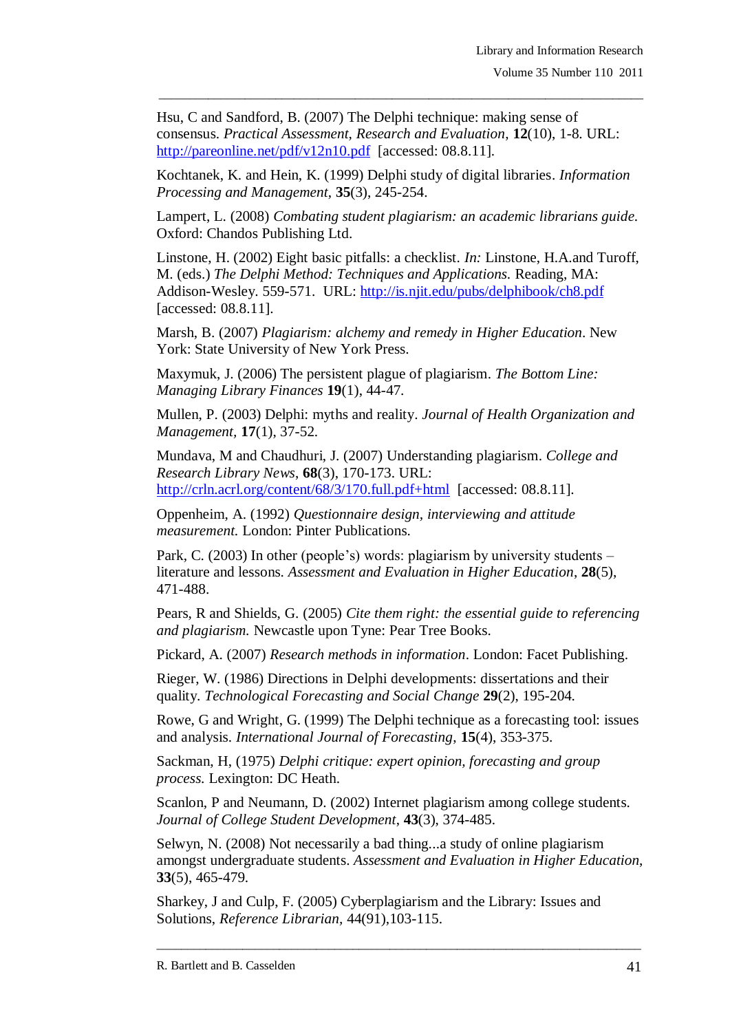Hsu, C and Sandford, B. (2007) The Delphi technique: making sense of consensus. *Practical Assessment, Research and Evaluation*, **12**(10), 1-8. URL: http://pareonline.net/pdf/v12n10.pdf [accessed: 08.8.11].

Kochtanek, K. and Hein, K. (1999) Delphi study of digital libraries. *Information Processing and Management*, **35**(3), 245-254.

Lampert, L. (2008) *Combating student plagiarism: an academic librarians guide.* Oxford: Chandos Publishing Ltd.

Linstone, H. (2002) Eight basic pitfalls: a checklist. *In:* Linstone, H.A.and Turoff, M. (eds.) *The Delphi Method: Techniques and Applications.* Reading, MA: Addison-Wesley. 559-571. URL: http://is.njit.edu/pubs/delphibook/ch8.pdf [accessed: 08.8.11].

Marsh, B. (2007) *Plagiarism: alchemy and remedy in Higher Education*. New York: State University of New York Press.

Maxymuk, J. (2006) The persistent plague of plagiarism. *The Bottom Line: Managing Library Finances* **19**(1), 44-47.

Mullen, P. (2003) Delphi: myths and reality. *Journal of Health Organization and Management*, **17**(1), 37-52.

Mundava, M and Chaudhuri, J. (2007) Understanding plagiarism. *College and Research Library News*, **68**(3), 170-173. URL: http://crln.acrl.org/content/68/3/170.full.pdf+html [accessed: 08.8.11].

Oppenheim, A. (1992) *Questionnaire design, interviewing and attitude measurement.* London: Pinter Publications.

Park, C. (2003) In other (people's) words: plagiarism by university students – literature and lessons. *Assessment and Evaluation in Higher Education*, **28**(5), 471-488.

Pears, R and Shields, G. (2005) *Cite them right: the essential guide to referencing and plagiarism.* Newcastle upon Tyne: Pear Tree Books.

Pickard, A. (2007) *Research methods in information*. London: Facet Publishing.

Rieger, W. (1986) Directions in Delphi developments: dissertations and their quality. *Technological Forecasting and Social Change* **29**(2), 195-204.

Rowe, G and Wright, G. (1999) The Delphi technique as a forecasting tool: issues and analysis. *International Journal of Forecasting*, **15**(4), 353-375.

Sackman, H, (1975) *Delphi critique: expert opinion, forecasting and group process.* Lexington: DC Heath.

Scanlon, P and Neumann, D. (2002) Internet plagiarism among college students. *Journal of College Student Development*, **43**(3), 374-485.

Selwyn, N. (2008) Not necessarily a bad thing...a study of online plagiarism amongst undergraduate students. *Assessment and Evaluation in Higher Education*, **33**(5), 465-479.

Sharkey, J and Culp, F. (2005) Cyberplagiarism and the Library: Issues and Solutions, *Reference Librarian*, 44(91),103-115.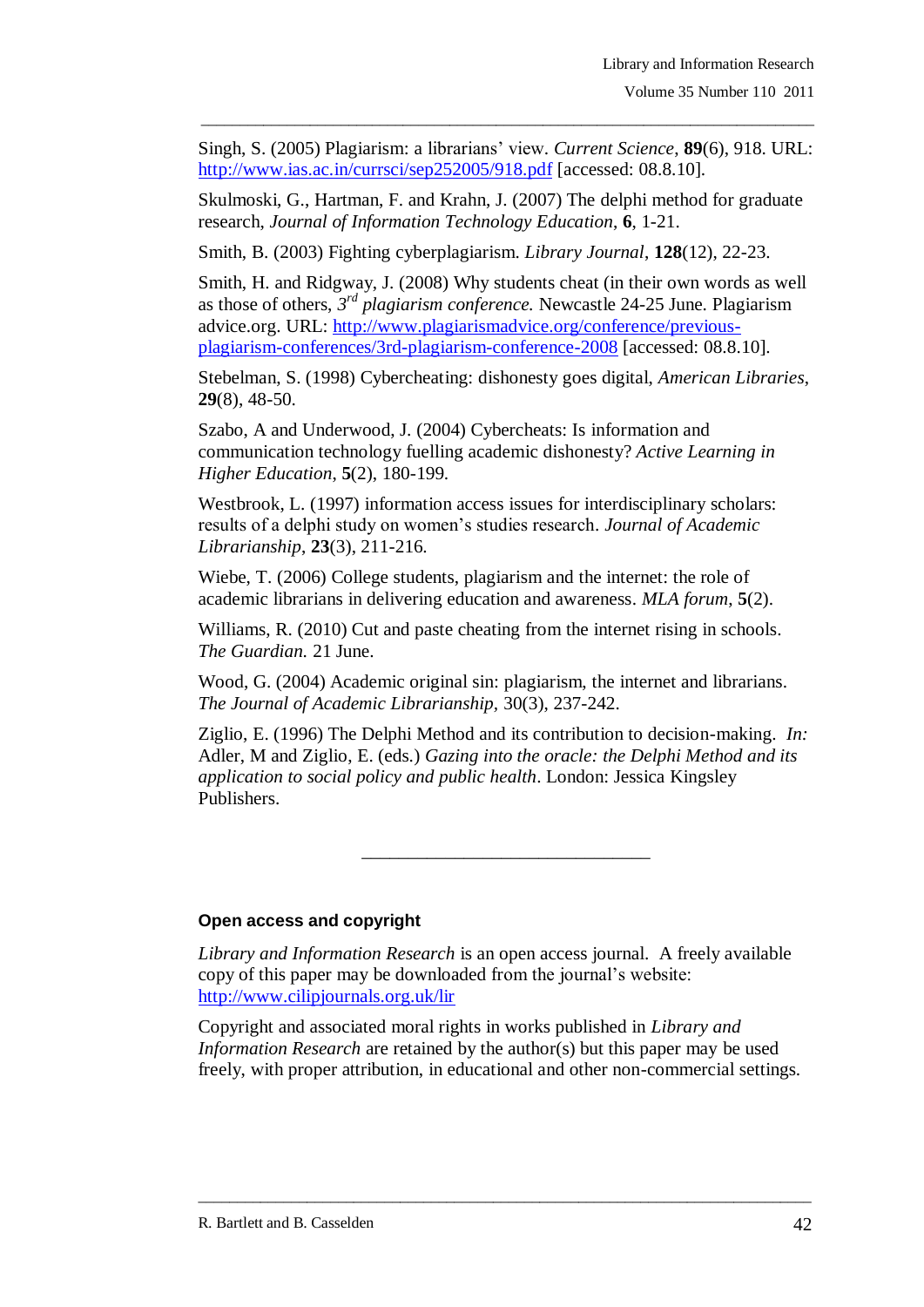Singh, S. (2005) Plagiarism: a librarians' view. *Current Science*, **89**(6), 918. URL: http://www.ias.ac.in/currsci/sep252005/918.pdf [accessed: 08.8.10].

Skulmoski, G., Hartman, F. and Krahn, J. (2007) The delphi method for graduate research, *Journal of Information Technology Education*, **6**, 1-21.

Smith, B. (2003) Fighting cyberplagiarism. *Library Journal*, **128**(12), 22-23.

Smith, H. and Ridgway, J. (2008) Why students cheat (in their own words as well as those of others, *3rd plagiarism conference.* Newcastle 24-25 June. Plagiarism advice.org. URL: http://www.plagiarismadvice.org/conference/previous-plagiarism-conferences/3rd-plagiarism-conference-2008 [accessed: 08.8.10].

Stebelman, S. (1998) Cybercheating: dishonesty goes digital, *American Libraries*, **29**(8), 48-50.

Szabo, A and Underwood, J. (2004) Cybercheats: Is information and communication technology fuelling academic dishonesty? *Active Learning in Higher Education*, **5**(2), 180-199.

Westbrook, L. (1997) information access issues for interdisciplinary scholars: results of a delphi study on women's studies research. *Journal of Academic Librarianship*, **23**(3), 211-216.

Wiebe, T. (2006) College students, plagiarism and the internet: the role of academic librarians in delivering education and awareness. *MLA forum*, **5**(2).

Williams, R. (2010) Cut and paste cheating from the internet rising in schools. *The Guardian.* 21 June.

Wood, G. (2004) Academic original sin: plagiarism, the internet and librarians. *The Journal of Academic Librarianship*, 30(3), 237-242.

Ziglio, E. (1996) The Delphi Method and its contribution to decision-making. *In:* Adler, M and Ziglio, E. (eds.) *Gazing into the oracle: the Delphi Method and its application to social policy and public health*. London: Jessica Kingsley Publishers.

---

### Open access and copyright

*Library and Information Research* is an open access journal. A freely available copy of this paper may be downloaded from the journal's website: http://www.cilipjournals.org.uk/lir

Copyright and associated moral rights in works published in *Library and Information Research* are retained by the author(s) but this paper may be used freely, with proper attribution, in educational and other non-commercial settings.